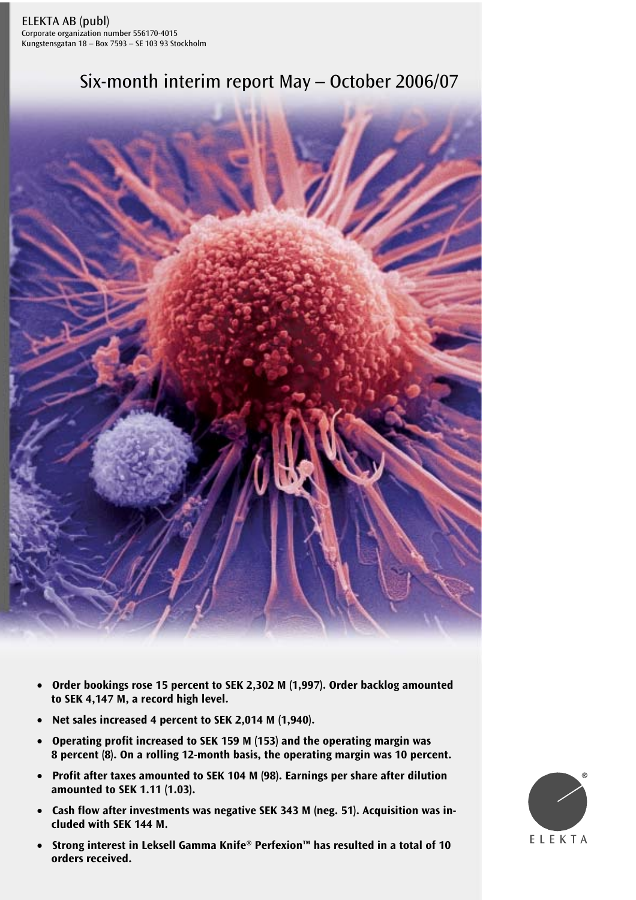ELEKTA AB (publ)
Corporate organization number 556170-4015
Kungstensgatan 18 – Box 7593 – SE 103 93 Stockholm

# Six-month interim report May – October 2006/07

- **Order bookings rose 15 percent to SEK 2,302 M (1,997). Order backlog amounted to SEK 4,147 M, a record high level.**
- **Net sales increased 4 percent to SEK 2,014 M (1,940).**
- **Operating profit increased to SEK 159 M (153) and the operating margin was 8 percent (8). On a rolling 12-month basis, the operating margin was 10 percent.**
- **Profit after taxes amounted to SEK 104 M (98). Earnings per share after dilution amounted to SEK 1.11 (1.03).**
- **Cash flow after investments was negative SEK 343 M (neg. 51). Acquisition was included with SEK 144 M.**
- **Strong interest in Leksell Gamma Knife® Perfexion™ has resulted in a total of 10 orders received.**

ELEKTA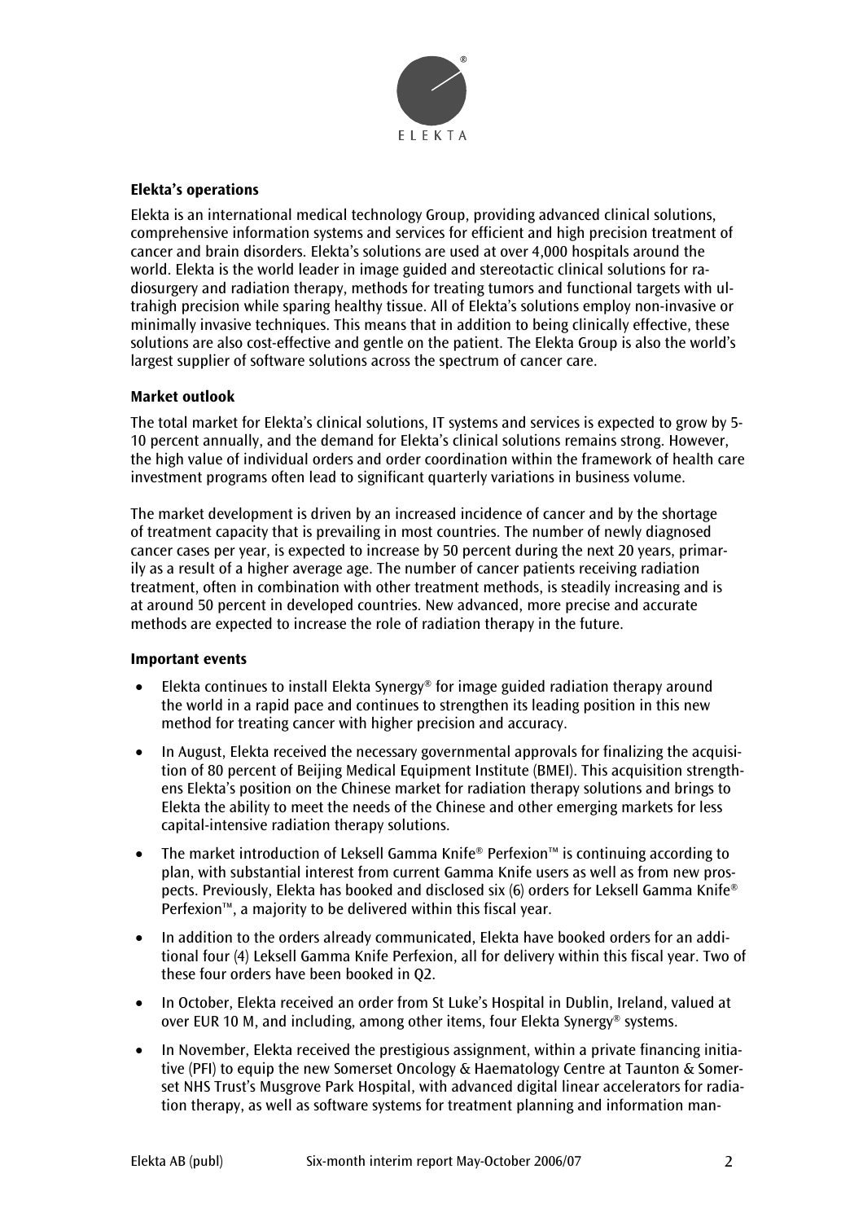## Elekta's operations

Elekta is an international medical technology Group, providing advanced clinical solutions, comprehensive information systems and services for efficient and high precision treatment of cancer and brain disorders. Elekta's solutions are used at over 4,000 hospitals around the world. Elekta is the world leader in image guided and stereotactic clinical solutions for radiosurgery and radiation therapy, methods for treating tumors and functional targets with ultrahigh precision while sparing healthy tissue. All of Elekta's solutions employ non-invasive or minimally invasive techniques. This means that in addition to being clinically effective, these solutions are also cost-effective and gentle on the patient. The Elekta Group is also the world's largest supplier of software solutions across the spectrum of cancer care.

## Market outlook

The total market for Elekta's clinical solutions, IT systems and services is expected to grow by 5-10 percent annually, and the demand for Elekta's clinical solutions remains strong. However, the high value of individual orders and order coordination within the framework of health care investment programs often lead to significant quarterly variations in business volume.

The market development is driven by an increased incidence of cancer and by the shortage of treatment capacity that is prevailing in most countries. The number of newly diagnosed cancer cases per year, is expected to increase by 50 percent during the next 20 years, primarily as a result of a higher average age. The number of cancer patients receiving radiation treatment, often in combination with other treatment methods, is steadily increasing and is at around 50 percent in developed countries. New advanced, more precise and accurate methods are expected to increase the role of radiation therapy in the future.

## Important events

- Elekta continues to install Elekta Synergy® for image guided radiation therapy around the world in a rapid pace and continues to strengthen its leading position in this new method for treating cancer with higher precision and accuracy.
- In August, Elekta received the necessary governmental approvals for finalizing the acquisition of 80 percent of Beijing Medical Equipment Institute (BMEI). This acquisition strengthens Elekta's position on the Chinese market for radiation therapy solutions and brings to Elekta the ability to meet the needs of the Chinese and other emerging markets for less capital-intensive radiation therapy solutions.
- The market introduction of Leksell Gamma Knife® Perfexion™ is continuing according to plan, with substantial interest from current Gamma Knife users as well as from new prospects. Previously, Elekta has booked and disclosed six (6) orders for Leksell Gamma Knife® Perfexion™, a majority to be delivered within this fiscal year.
- In addition to the orders already communicated, Elekta have booked orders for an additional four (4) Leksell Gamma Knife Perfexion, all for delivery within this fiscal year. Two of these four orders have been booked in Q2.
- In October, Elekta received an order from St Luke's Hospital in Dublin, Ireland, valued at over EUR 10 M, and including, among other items, four Elekta Synergy® systems.
- In November, Elekta received the prestigious assignment, within a private financing initiative (PFI) to equip the new Somerset Oncology & Haematology Centre at Taunton & Somerset NHS Trust's Musgrove Park Hospital, with advanced digital linear accelerators for radiation therapy, as well as software systems for treatment planning and information man-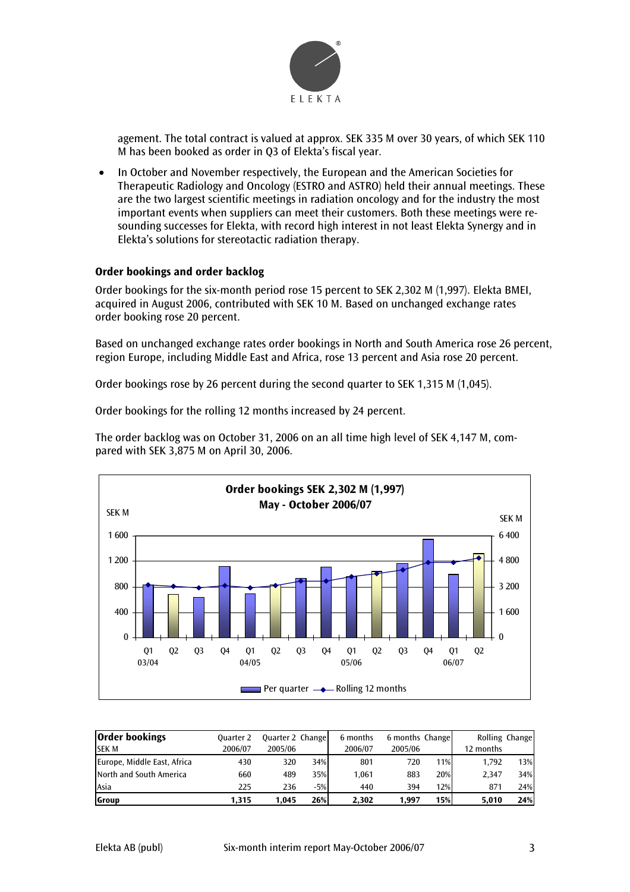agement. The total contract is valued at approx. SEK 335 M over 30 years, of which SEK 110 M has been booked as order in Q3 of Elekta's fiscal year.

- In October and November respectively, the European and the American Societies for Therapeutic Radiology and Oncology (ESTRO and ASTRO) held their annual meetings. These are the two largest scientific meetings in radiation oncology and for the industry the most important events when suppliers can meet their customers. Both these meetings were resounding successes for Elekta, with record high interest in not least Elekta Synergy and in Elekta's solutions for stereotactic radiation therapy.

**Order bookings and order backlog**

Order bookings for the six-month period rose 15 percent to SEK 2,302 M (1,997). Elekta BMEI, acquired in August 2006, contributed with SEK 10 M. Based on unchanged exchange rates order booking rose 20 percent.

Based on unchanged exchange rates order bookings in North and South America rose 26 percent, region Europe, including Middle East and Africa, rose 13 percent and Asia rose 20 percent.

Order bookings rose by 26 percent during the second quarter to SEK 1,315 M (1,045).

Order bookings for the rolling 12 months increased by 24 percent.

The order backlog was on October 31, 2006 on an all time high level of SEK 4,147 M, compared with SEK 3,875 M on April 30, 2006.

**Order bookings SEK 2,302 M (1,997)**
**May - October 2006/07**

| Order bookings SEK M | Quarter 2 2006/07 | Quarter 2 2005/06 | Change | 6 months 2006/07 | 6 months 2005/06 | Change | Rolling 12 months | Change |
|---|---|---|---|---|---|---|---|---|
| Europe, Middle East, Africa | 430 | 320 | 34% | 801 | 720 | 11% | 1,792 | 13% |
| North and South America | 660 | 489 | 35% | 1,061 | 883 | 20% | 2,347 | 34% |
| Asia | 225 | 236 | -5% | 440 | 394 | 12% | 871 | 24% |
| **Group** | **1,315** | **1,045** | **26%** | **2,302** | **1,997** | **15%** | **5,010** | **24%** |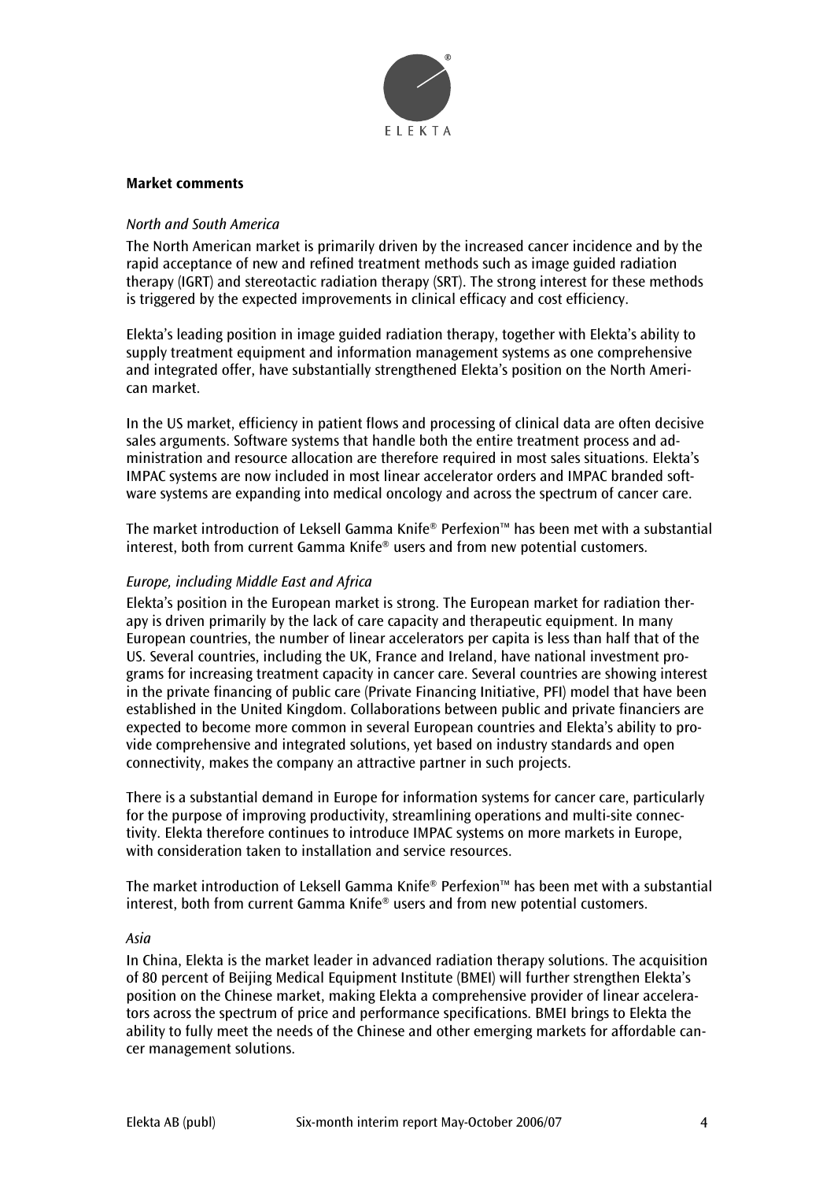## Market comments

*North and South America*

The North American market is primarily driven by the increased cancer incidence and by the rapid acceptance of new and refined treatment methods such as image guided radiation therapy (IGRT) and stereotactic radiation therapy (SRT). The strong interest for these methods is triggered by the expected improvements in clinical efficacy and cost efficiency.

Elekta's leading position in image guided radiation therapy, together with Elekta's ability to supply treatment equipment and information management systems as one comprehensive and integrated offer, have substantially strengthened Elekta's position on the North American market.

In the US market, efficiency in patient flows and processing of clinical data are often decisive sales arguments. Software systems that handle both the entire treatment process and administration and resource allocation are therefore required in most sales situations. Elekta's IMPAC systems are now included in most linear accelerator orders and IMPAC branded software systems are expanding into medical oncology and across the spectrum of cancer care.

The market introduction of Leksell Gamma Knife® Perfexion™ has been met with a substantial interest, both from current Gamma Knife® users and from new potential customers.

*Europe, including Middle East and Africa*

Elekta's position in the European market is strong. The European market for radiation therapy is driven primarily by the lack of care capacity and therapeutic equipment. In many European countries, the number of linear accelerators per capita is less than half that of the US. Several countries, including the UK, France and Ireland, have national investment programs for increasing treatment capacity in cancer care. Several countries are showing interest in the private financing of public care (Private Financing Initiative, PFI) model that have been established in the United Kingdom. Collaborations between public and private financiers are expected to become more common in several European countries and Elekta's ability to provide comprehensive and integrated solutions, yet based on industry standards and open connectivity, makes the company an attractive partner in such projects.

There is a substantial demand in Europe for information systems for cancer care, particularly for the purpose of improving productivity, streamlining operations and multi-site connectivity. Elekta therefore continues to introduce IMPAC systems on more markets in Europe, with consideration taken to installation and service resources.

The market introduction of Leksell Gamma Knife® Perfexion™ has been met with a substantial interest, both from current Gamma Knife® users and from new potential customers.

*Asia*

In China, Elekta is the market leader in advanced radiation therapy solutions. The acquisition of 80 percent of Beijing Medical Equipment Institute (BMEI) will further strengthen Elekta's position on the Chinese market, making Elekta a comprehensive provider of linear accelerators across the spectrum of price and performance specifications. BMEI brings to Elekta the ability to fully meet the needs of the Chinese and other emerging markets for affordable cancer management solutions.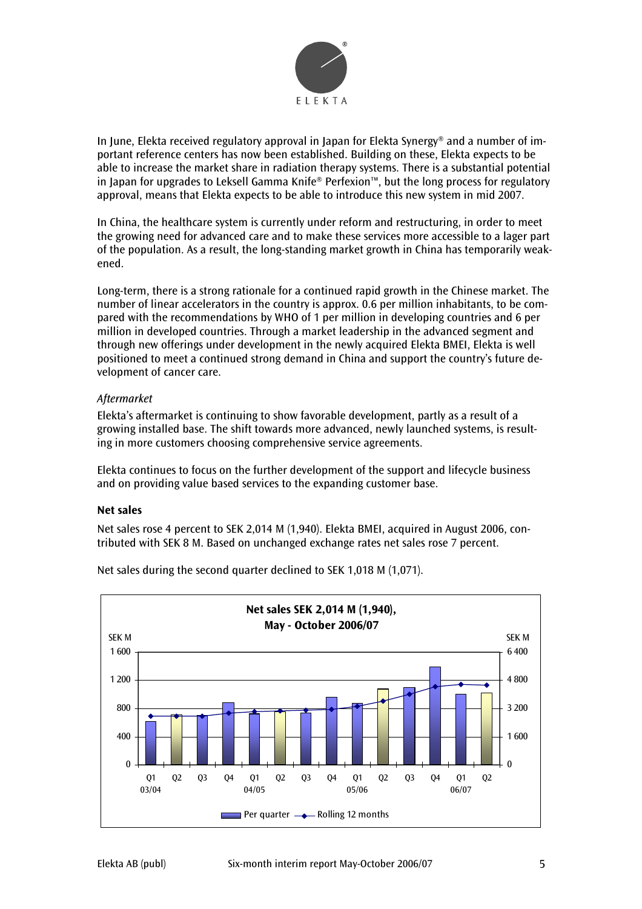In June, Elekta received regulatory approval in Japan for Elekta Synergy® and a number of important reference centers has now been established. Building on these, Elekta expects to be able to increase the market share in radiation therapy systems. There is a substantial potential in Japan for upgrades to Leksell Gamma Knife® Perfexion™, but the long process for regulatory approval, means that Elekta expects to be able to introduce this new system in mid 2007.

In China, the healthcare system is currently under reform and restructuring, in order to meet the growing need for advanced care and to make these services more accessible to a lager part of the population. As a result, the long-standing market growth in China has temporarily weakened.

Long-term, there is a strong rationale for a continued rapid growth in the Chinese market. The number of linear accelerators in the country is approx. 0.6 per million inhabitants, to be compared with the recommendations by WHO of 1 per million in developing countries and 6 per million in developed countries. Through a market leadership in the advanced segment and through new offerings under development in the newly acquired Elekta BMEI, Elekta is well positioned to meet a continued strong demand in China and support the country's future development of cancer care.

*Aftermarket*

Elekta's aftermarket is continuing to show favorable development, partly as a result of a growing installed base. The shift towards more advanced, newly launched systems, is resulting in more customers choosing comprehensive service agreements.

Elekta continues to focus on the further development of the support and lifecycle business and on providing value based services to the expanding customer base.

**Net sales**

Net sales rose 4 percent to SEK 2,014 M (1,940). Elekta BMEI, acquired in August 2006, contributed with SEK 8 M. Based on unchanged exchange rates net sales rose 7 percent.

Net sales during the second quarter declined to SEK 1,018 M (1,071).

**Net sales SEK 2,014 M (1,940), May - October 2006/07**

SEK M (left axis: 0–1 600, per quarter; right axis: 0–6 400, rolling 12 months)

Q1 03/04 – Q2 06/07

Per quarter — Rolling 12 months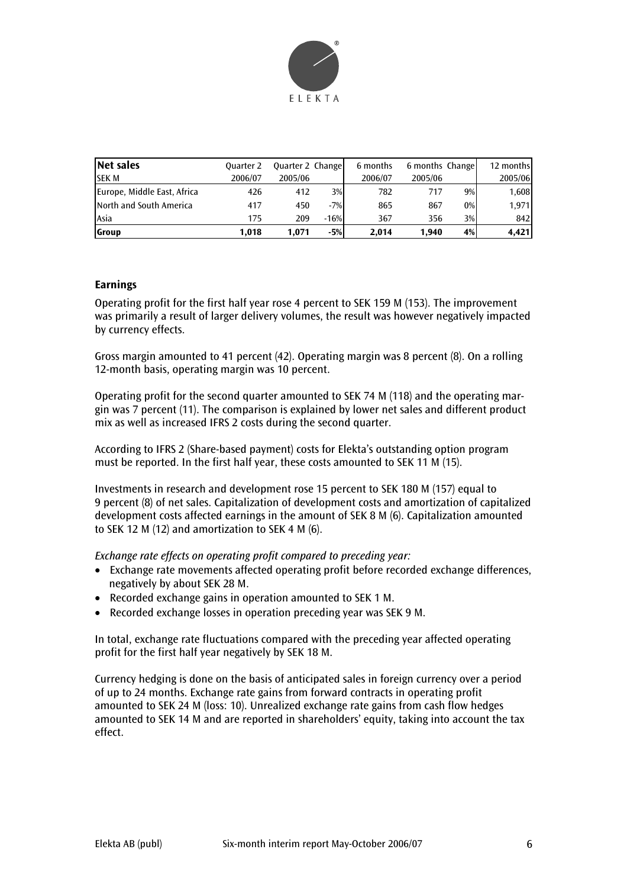| **Net sales** | Quarter 2 | Quarter 2 | Change | 6 months | 6 months | Change | 12 months |
|---|---|---|---|---|---|---|---|
| SEK M | 2006/07 | 2005/06 | | 2006/07 | 2005/06 | | 2005/06 |
| Europe, Middle East, Africa | 426 | 412 | 3% | 782 | 717 | 9% | 1,608 |
| North and South America | 417 | 450 | -7% | 865 | 867 | 0% | 1,971 |
| Asia | 175 | 209 | -16% | 367 | 356 | 3% | 842 |
| **Group** | **1,018** | **1,071** | **-5%** | **2,014** | **1,940** | **4%** | **4,421** |

**Earnings**

Operating profit for the first half year rose 4 percent to SEK 159 M (153). The improvement was primarily a result of larger delivery volumes, the result was however negatively impacted by currency effects.

Gross margin amounted to 41 percent (42). Operating margin was 8 percent (8). On a rolling 12-month basis, operating margin was 10 percent.

Operating profit for the second quarter amounted to SEK 74 M (118) and the operating margin was 7 percent (11). The comparison is explained by lower net sales and different product mix as well as increased IFRS 2 costs during the second quarter.

According to IFRS 2 (Share-based payment) costs for Elekta's outstanding option program must be reported. In the first half year, these costs amounted to SEK 11 M (15).

Investments in research and development rose 15 percent to SEK 180 M (157) equal to 9 percent (8) of net sales. Capitalization of development costs and amortization of capitalized development costs affected earnings in the amount of SEK 8 M (6). Capitalization amounted to SEK 12 M (12) and amortization to SEK 4 M (6).

*Exchange rate effects on operating profit compared to preceding year:*

- Exchange rate movements affected operating profit before recorded exchange differences, negatively by about SEK 28 M.
- Recorded exchange gains in operation amounted to SEK 1 M.
- Recorded exchange losses in operation preceding year was SEK 9 M.

In total, exchange rate fluctuations compared with the preceding year affected operating profit for the first half year negatively by SEK 18 M.

Currency hedging is done on the basis of anticipated sales in foreign currency over a period of up to 24 months. Exchange rate gains from forward contracts in operating profit amounted to SEK 24 M (loss: 10). Unrealized exchange rate gains from cash flow hedges amounted to SEK 14 M and are reported in shareholders' equity, taking into account the tax effect.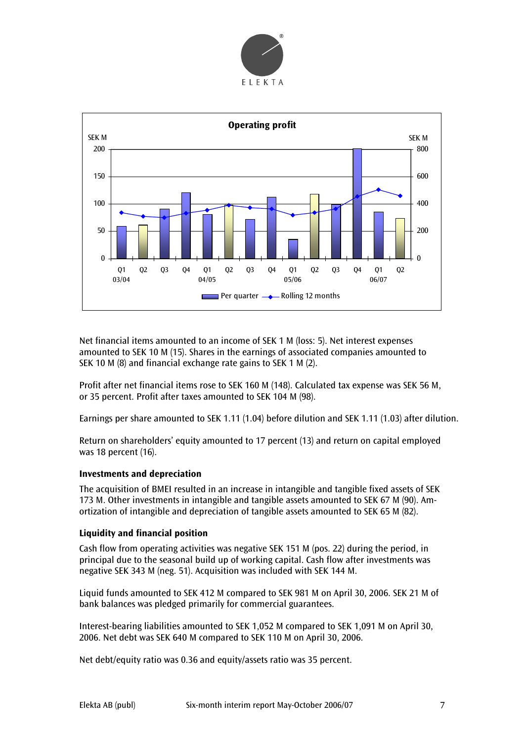**Operating profit**

SEK M (left axis: 0–200; right axis: 0–800)

Q1 03/04, Q2, Q3, Q4, Q1 04/05, Q2, Q3, Q4, Q1 05/06, Q2, Q3, Q4, Q1 06/07, Q2

Per quarter — Rolling 12 months

Net financial items amounted to an income of SEK 1 M (loss: 5). Net interest expenses amounted to SEK 10 M (15). Shares in the earnings of associated companies amounted to SEK 10 M (8) and financial exchange rate gains to SEK 1 M (2).

Profit after net financial items rose to SEK 160 M (148). Calculated tax expense was SEK 56 M, or 35 percent. Profit after taxes amounted to SEK 104 M (98).

Earnings per share amounted to SEK 1.11 (1.04) before dilution and SEK 1.11 (1.03) after dilution.

Return on shareholders' equity amounted to 17 percent (13) and return on capital employed was 18 percent (16).

**Investments and depreciation**

The acquisition of BMEI resulted in an increase in intangible and tangible fixed assets of SEK 173 M. Other investments in intangible and tangible assets amounted to SEK 67 M (90). Amortization of intangible and depreciation of tangible assets amounted to SEK 65 M (82).

**Liquidity and financial position**

Cash flow from operating activities was negative SEK 151 M (pos. 22) during the period, in principal due to the seasonal build up of working capital. Cash flow after investments was negative SEK 343 M (neg. 51). Acquisition was included with SEK 144 M.

Liquid funds amounted to SEK 412 M compared to SEK 981 M on April 30, 2006. SEK 21 M of bank balances was pledged primarily for commercial guarantees.

Interest-bearing liabilities amounted to SEK 1,052 M compared to SEK 1,091 M on April 30, 2006. Net debt was SEK 640 M compared to SEK 110 M on April 30, 2006.

Net debt/equity ratio was 0.36 and equity/assets ratio was 35 percent.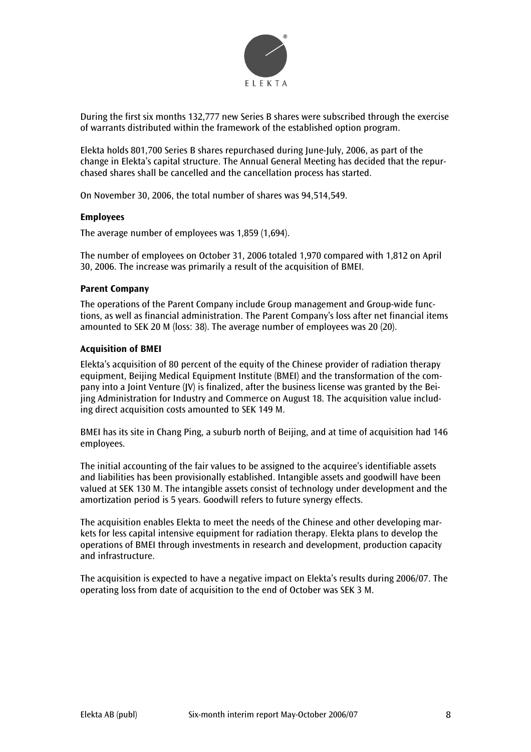During the first six months 132,777 new Series B shares were subscribed through the exercise of warrants distributed within the framework of the established option program.

Elekta holds 801,700 Series B shares repurchased during June-July, 2006, as part of the change in Elekta's capital structure. The Annual General Meeting has decided that the repurchased shares shall be cancelled and the cancellation process has started.

On November 30, 2006, the total number of shares was 94,514,549.

**Employees**

The average number of employees was 1,859 (1,694).

The number of employees on October 31, 2006 totaled 1,970 compared with 1,812 on April 30, 2006. The increase was primarily a result of the acquisition of BMEI.

**Parent Company**

The operations of the Parent Company include Group management and Group-wide functions, as well as financial administration. The Parent Company's loss after net financial items amounted to SEK 20 M (loss: 38). The average number of employees was 20 (20).

**Acquisition of BMEI**

Elekta's acquisition of 80 percent of the equity of the Chinese provider of radiation therapy equipment, Beijing Medical Equipment Institute (BMEI) and the transformation of the company into a Joint Venture (JV) is finalized, after the business license was granted by the Beijing Administration for Industry and Commerce on August 18. The acquisition value including direct acquisition costs amounted to SEK 149 M.

BMEI has its site in Chang Ping, a suburb north of Beijing, and at time of acquisition had 146 employees.

The initial accounting of the fair values to be assigned to the acquiree's identifiable assets and liabilities has been provisionally established. Intangible assets and goodwill have been valued at SEK 130 M. The intangible assets consist of technology under development and the amortization period is 5 years. Goodwill refers to future synergy effects.

The acquisition enables Elekta to meet the needs of the Chinese and other developing markets for less capital intensive equipment for radiation therapy. Elekta plans to develop the operations of BMEI through investments in research and development, production capacity and infrastructure.

The acquisition is expected to have a negative impact on Elekta's results during 2006/07. The operating loss from date of acquisition to the end of October was SEK 3 M.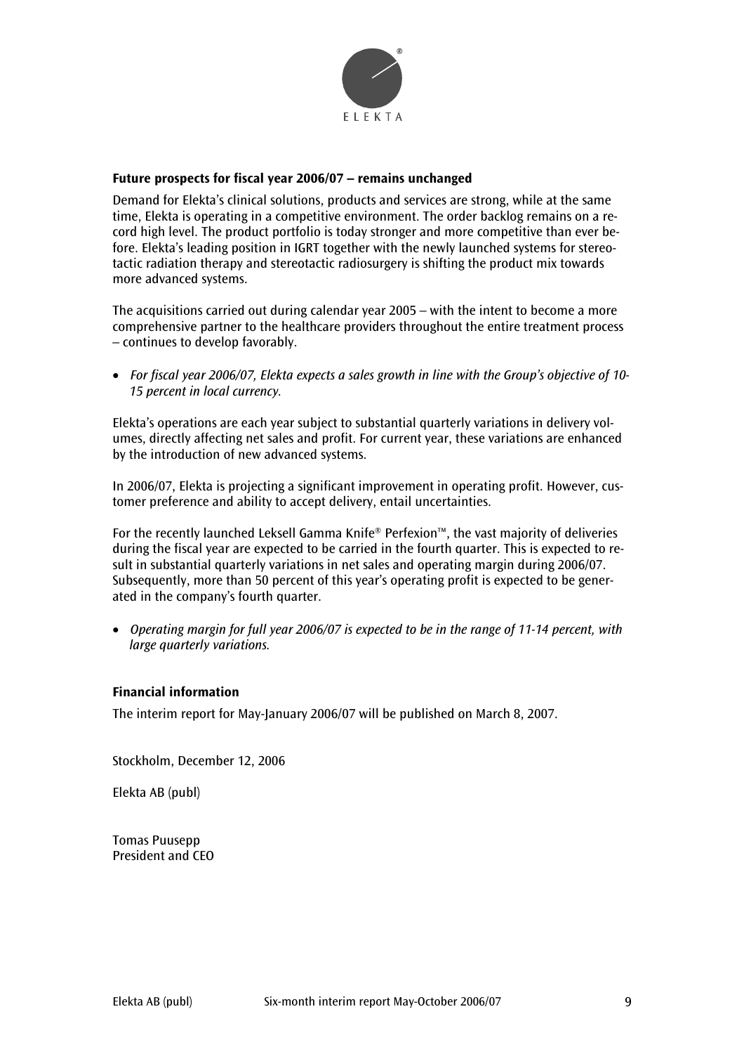## Future prospects for fiscal year 2006/07 – remains unchanged

Demand for Elekta's clinical solutions, products and services are strong, while at the same time, Elekta is operating in a competitive environment. The order backlog remains on a record high level. The product portfolio is today stronger and more competitive than ever before. Elekta's leading position in IGRT together with the newly launched systems for stereotactic radiation therapy and stereotactic radiosurgery is shifting the product mix towards more advanced systems.

The acquisitions carried out during calendar year 2005 – with the intent to become a more comprehensive partner to the healthcare providers throughout the entire treatment process – continues to develop favorably.

- *For fiscal year 2006/07, Elekta expects a sales growth in line with the Group's objective of 10-15 percent in local currency.*

Elekta's operations are each year subject to substantial quarterly variations in delivery volumes, directly affecting net sales and profit. For current year, these variations are enhanced by the introduction of new advanced systems.

In 2006/07, Elekta is projecting a significant improvement in operating profit. However, customer preference and ability to accept delivery, entail uncertainties.

For the recently launched Leksell Gamma Knife® Perfexion™, the vast majority of deliveries during the fiscal year are expected to be carried in the fourth quarter. This is expected to result in substantial quarterly variations in net sales and operating margin during 2006/07. Subsequently, more than 50 percent of this year's operating profit is expected to be generated in the company's fourth quarter.

- *Operating margin for full year 2006/07 is expected to be in the range of 11-14 percent, with large quarterly variations.*

## Financial information

The interim report for May-January 2006/07 will be published on March 8, 2007.

Stockholm, December 12, 2006

Elekta AB (publ)

Tomas Puusepp
President and CEO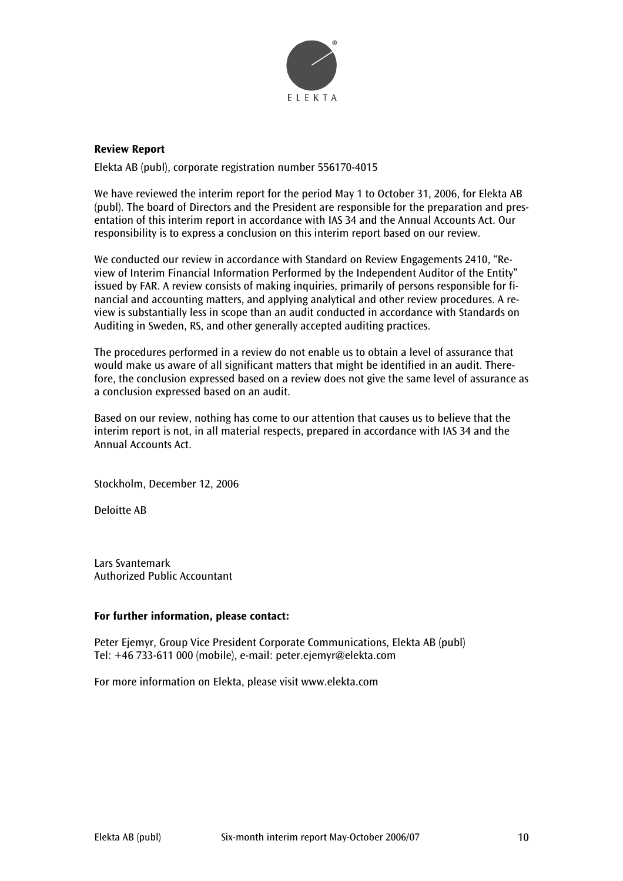**Review Report**

Elekta AB (publ), corporate registration number 556170-4015

We have reviewed the interim report for the period May 1 to October 31, 2006, for Elekta AB (publ). The board of Directors and the President are responsible for the preparation and presentation of this interim report in accordance with IAS 34 and the Annual Accounts Act. Our responsibility is to express a conclusion on this interim report based on our review.

We conducted our review in accordance with Standard on Review Engagements 2410, "Review of Interim Financial Information Performed by the Independent Auditor of the Entity" issued by FAR. A review consists of making inquiries, primarily of persons responsible for financial and accounting matters, and applying analytical and other review procedures. A review is substantially less in scope than an audit conducted in accordance with Standards on Auditing in Sweden, RS, and other generally accepted auditing practices.

The procedures performed in a review do not enable us to obtain a level of assurance that would make us aware of all significant matters that might be identified in an audit. Therefore, the conclusion expressed based on a review does not give the same level of assurance as a conclusion expressed based on an audit.

Based on our review, nothing has come to our attention that causes us to believe that the interim report is not, in all material respects, prepared in accordance with IAS 34 and the Annual Accounts Act.

Stockholm, December 12, 2006

Deloitte AB

Lars Svantemark
Authorized Public Accountant

**For further information, please contact:**

Peter Ejemyr, Group Vice President Corporate Communications, Elekta AB (publ)
Tel: +46 733-611 000 (mobile), e-mail: peter.ejemyr@elekta.com

For more information on Elekta, please visit www.elekta.com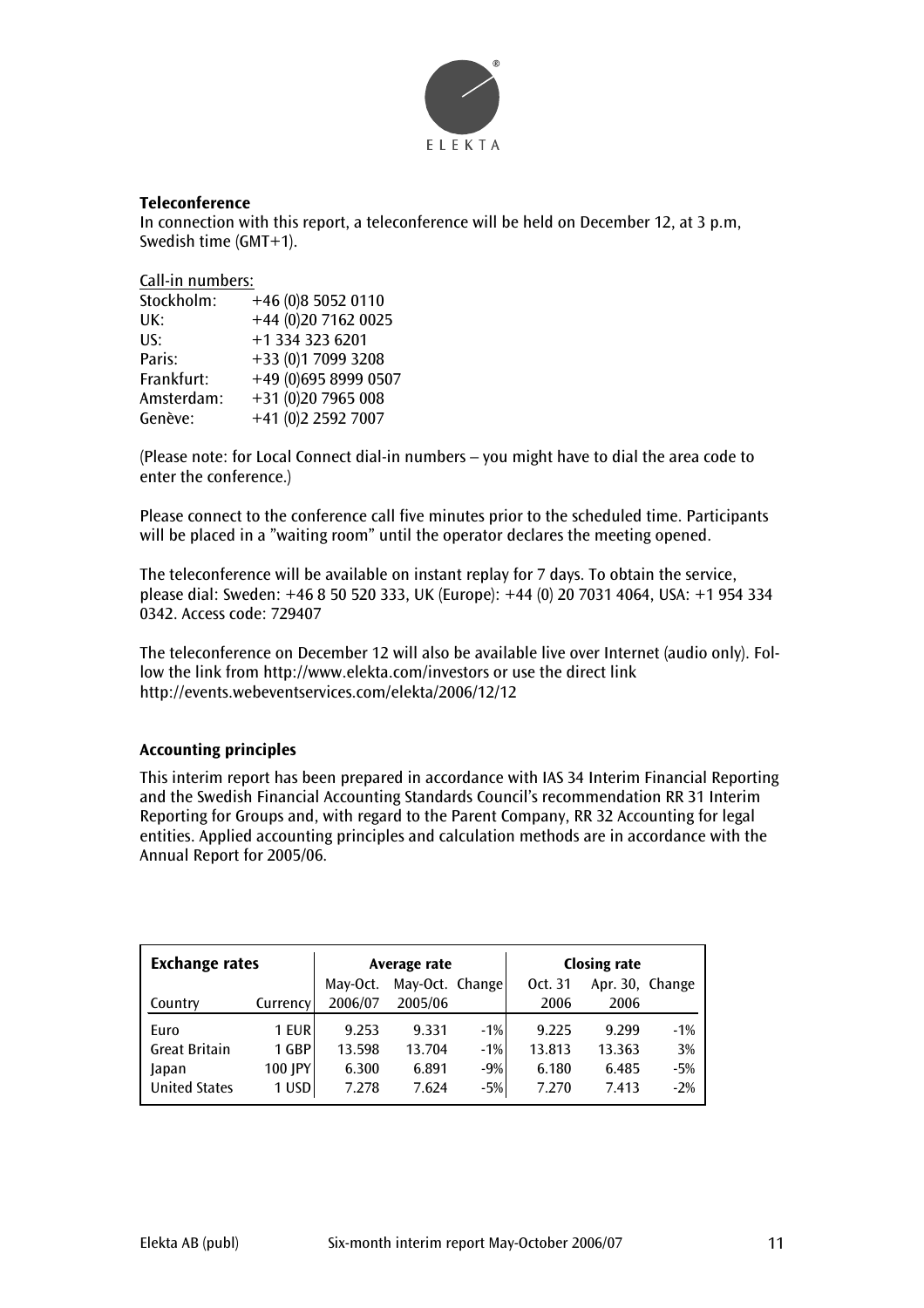**Teleconference**

In connection with this report, a teleconference will be held on December 12, at 3 p.m, Swedish time (GMT+1).

Call-in numbers:

| | |
|---|---|
| Stockholm: | +46 (0)8 5052 0110 |
| UK: | +44 (0)20 7162 0025 |
| US: | +1 334 323 6201 |
| Paris: | +33 (0)1 7099 3208 |
| Frankfurt: | +49 (0)695 8999 0507 |
| Amsterdam: | +31 (0)20 7965 008 |
| Genève: | +41 (0)2 2592 7007 |

(Please note: for Local Connect dial-in numbers – you might have to dial the area code to enter the conference.)

Please connect to the conference call five minutes prior to the scheduled time. Participants will be placed in a "waiting room" until the operator declares the meeting opened.

The teleconference will be available on instant replay for 7 days. To obtain the service, please dial: Sweden: +46 8 50 520 333, UK (Europe): +44 (0) 20 7031 4064, USA: +1 954 334 0342. Access code: 729407

The teleconference on December 12 will also be available live over Internet (audio only). Follow the link from http://www.elekta.com/investors or use the direct link http://events.webeventservices.com/elekta/2006/12/12

**Accounting principles**

This interim report has been prepared in accordance with IAS 34 Interim Financial Reporting and the Swedish Financial Accounting Standards Council's recommendation RR 31 Interim Reporting for Groups and, with regard to the Parent Company, RR 32 Accounting for legal entities. Applied accounting principles and calculation methods are in accordance with the Annual Report for 2005/06.

| **Exchange rates** | | **Average rate** | | | **Closing rate** | | |
|---|---|---|---|---|---|---|---|
| Country | Currency | May-Oct. 2006/07 | May-Oct. 2005/06 | Change | Oct. 31 2006 | Apr. 30, 2006 | Change |
| Euro | 1 EUR | 9.253 | 9.331 | -1% | 9.225 | 9.299 | -1% |
| Great Britain | 1 GBP | 13.598 | 13.704 | -1% | 13.813 | 13.363 | 3% |
| Japan | 100 JPY | 6.300 | 6.891 | -9% | 6.180 | 6.485 | -5% |
| United States | 1 USD | 7.278 | 7.624 | -5% | 7.270 | 7.413 | -2% |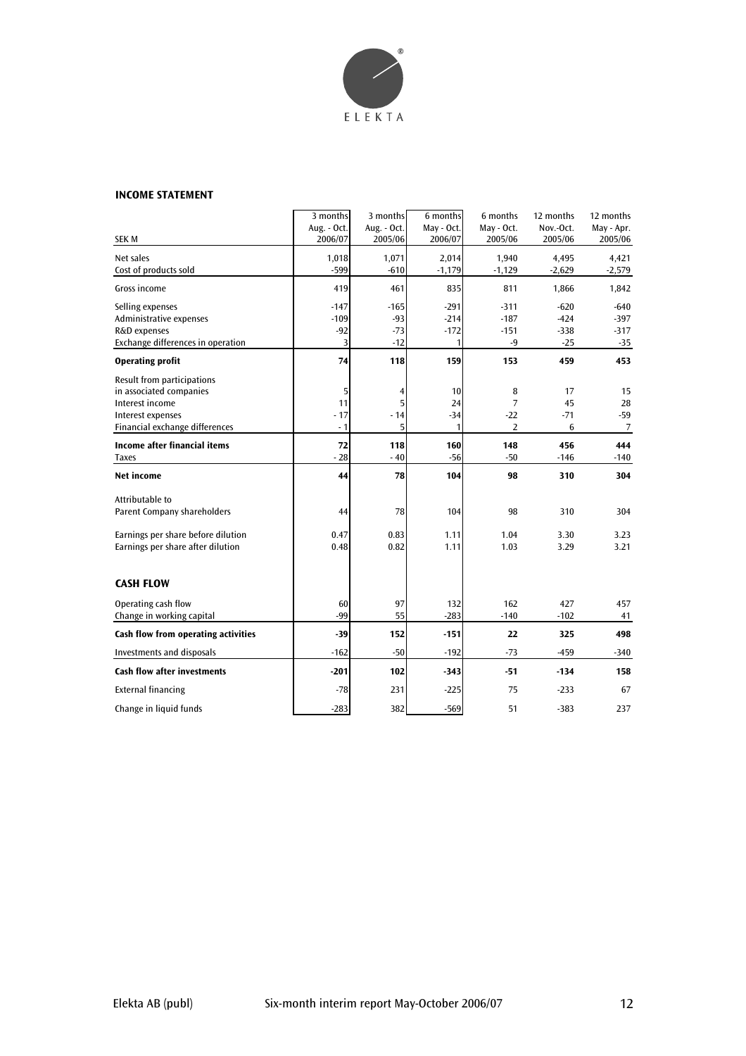## INCOME STATEMENT

| SEK M | 3 months Aug. - Oct. 2006/07 | 3 months Aug. - Oct. 2005/06 | 6 months May - Oct. 2006/07 | 6 months May - Oct. 2005/06 | 12 months Nov.-Oct. 2005/06 | 12 months May - Apr. 2005/06 |
|---|---|---|---|---|---|---|
| Net sales | 1,018 | 1,071 | 2,014 | 1,940 | 4,495 | 4,421 |
| Cost of products sold | -599 | -610 | -1,179 | -1,129 | -2,629 | -2,579 |
| Gross income | 419 | 461 | 835 | 811 | 1,866 | 1,842 |
| Selling expenses | -147 | -165 | -291 | -311 | -620 | -640 |
| Administrative expenses | -109 | -93 | -214 | -187 | -424 | -397 |
| R&D expenses | -92 | -73 | -172 | -151 | -338 | -317 |
| Exchange differences in operation | 3 | -12 | 1 | -9 | -25 | -35 |
| **Operating profit** | **74** | **118** | **159** | **153** | **459** | **453** |
| Result from participations in associated companies | 5 | 4 | 10 | 8 | 17 | 15 |
| Interest income | 11 | 5 | 24 | 7 | 45 | 28 |
| Interest expenses | - 17 | - 14 | -34 | -22 | -71 | -59 |
| Financial exchange differences | - 1 | 5 | 1 | 2 | 6 | 7 |
| **Income after financial items** | **72** | **118** | **160** | **148** | **456** | **444** |
| Taxes | - 28 | - 40 | -56 | -50 | -146 | -140 |
| **Net income** | **44** | **78** | **104** | **98** | **310** | **304** |
| Attributable to Parent Company shareholders | 44 | 78 | 104 | 98 | 310 | 304 |
| Earnings per share before dilution | 0.47 | 0.83 | 1.11 | 1.04 | 3.30 | 3.23 |
| Earnings per share after dilution | 0.48 | 0.82 | 1.11 | 1.03 | 3.29 | 3.21 |

## CASH FLOW

| SEK M | 3 months Aug. - Oct. 2006/07 | 3 months Aug. - Oct. 2005/06 | 6 months May - Oct. 2006/07 | 6 months May - Oct. 2005/06 | 12 months Nov.-Oct. 2005/06 | 12 months May - Apr. 2005/06 |
|---|---|---|---|---|---|---|
| Operating cash flow | 60 | 97 | 132 | 162 | 427 | 457 |
| Change in working capital | -99 | 55 | -283 | -140 | -102 | 41 |
| **Cash flow from operating activities** | **-39** | **152** | **-151** | **22** | **325** | **498** |
| Investments and disposals | -162 | -50 | -192 | -73 | -459 | -340 |
| **Cash flow after investments** | **-201** | **102** | **-343** | **-51** | **-134** | **158** |
| External financing | -78 | 231 | -225 | 75 | -233 | 67 |
| Change in liquid funds | -283 | 382 | -569 | 51 | -383 | 237 |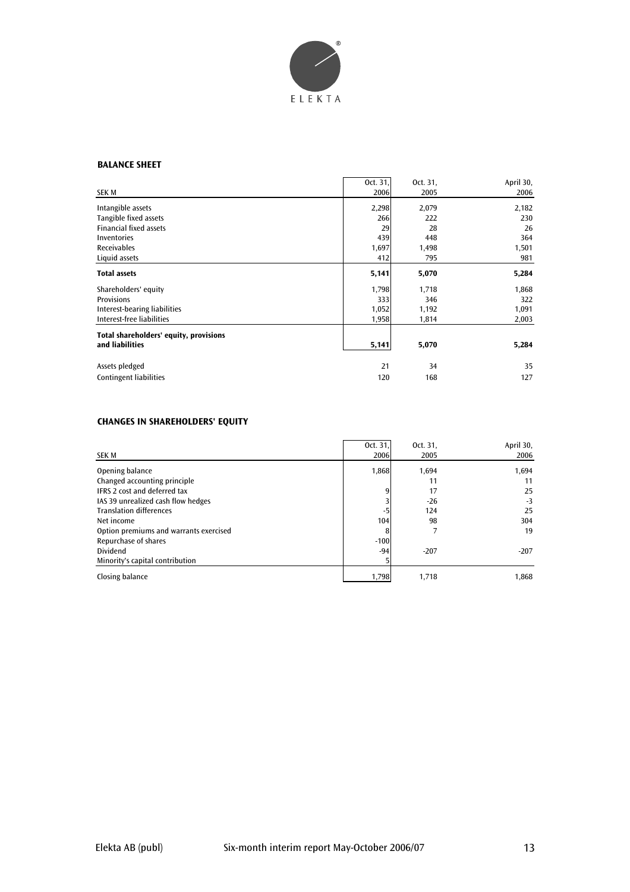## BALANCE SHEET

| SEK M | Oct. 31, 2006 | Oct. 31, 2005 | April 30, 2006 |
|---|---|---|---|
| Intangible assets | 2,298 | 2,079 | 2,182 |
| Tangible fixed assets | 266 | 222 | 230 |
| Financial fixed assets | 29 | 28 | 26 |
| Inventories | 439 | 448 | 364 |
| Receivables | 1,697 | 1,498 | 1,501 |
| Liquid assets | 412 | 795 | 981 |
| **Total assets** | **5,141** | **5,070** | **5,284** |
| Shareholders' equity | 1,798 | 1,718 | 1,868 |
| Provisions | 333 | 346 | 322 |
| Interest-bearing liabilities | 1,052 | 1,192 | 1,091 |
| Interest-free liabilities | 1,958 | 1,814 | 2,003 |
| **Total shareholders' equity, provisions and liabilities** | **5,141** | **5,070** | **5,284** |
| Assets pledged | 21 | 34 | 35 |
| Contingent liabilities | 120 | 168 | 127 |

## CHANGES IN SHAREHOLDERS' EQUITY

| SEK M | Oct. 31, 2006 | Oct. 31, 2005 | April 30, 2006 |
|---|---|---|---|
| Opening balance | 1,868 | 1,694 | 1,694 |
| Changed accounting principle | | 11 | 11 |
| IFRS 2 cost and deferred tax | 9 | 17 | 25 |
| IAS 39 unrealized cash flow hedges | 3 | -26 | -3 |
| Translation differences | -5 | 124 | 25 |
| Net income | 104 | 98 | 304 |
| Option premiums and warrants exercised | 8 | 7 | 19 |
| Repurchase of shares | -100 | | |
| Dividend | -94 | -207 | -207 |
| Minority's capital contribution | 5 | | |
| Closing balance | 1,798 | 1,718 | 1,868 |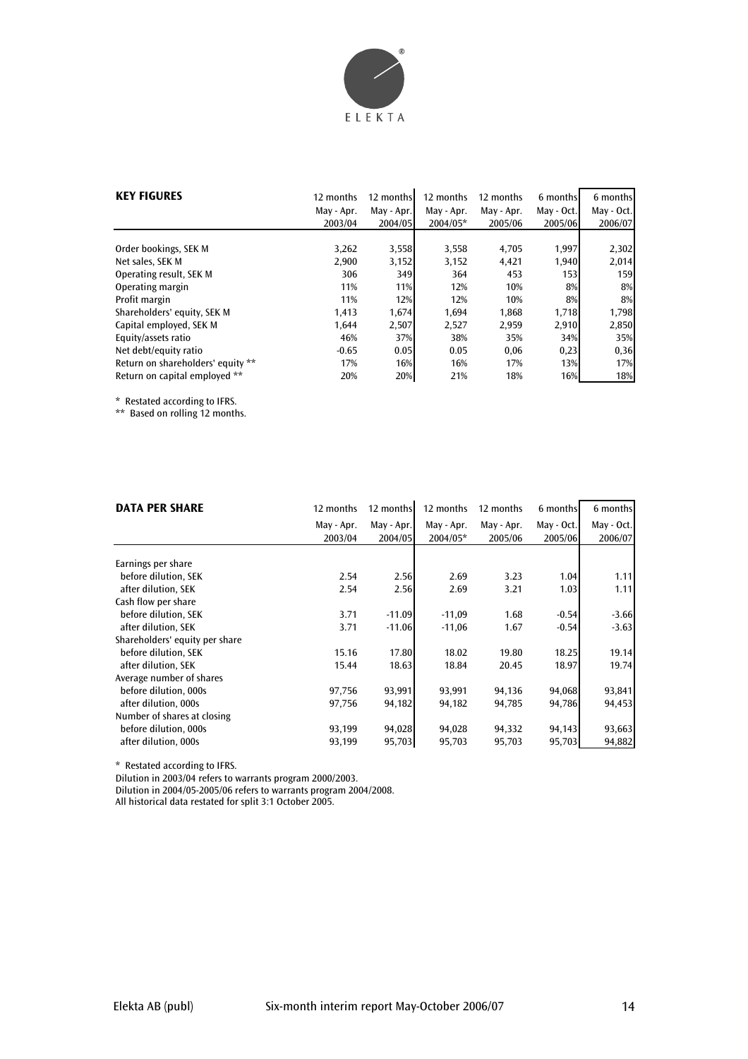ELEKTA

| KEY FIGURES | 12 months May - Apr. 2003/04 | 12 months May - Apr. 2004/05 | 12 months May - Apr. 2004/05* | 12 months May - Apr. 2005/06 | 6 months May - Oct. 2005/06 | 6 months May - Oct. 2006/07 |
|---|---|---|---|---|---|---|
| Order bookings, SEK M | 3,262 | 3,558 | 3,558 | 4,705 | 1,997 | 2,302 |
| Net sales, SEK M | 2,900 | 3,152 | 3,152 | 4,421 | 1,940 | 2,014 |
| Operating result, SEK M | 306 | 349 | 364 | 453 | 153 | 159 |
| Operating margin | 11% | 11% | 12% | 10% | 8% | 8% |
| Profit margin | 11% | 12% | 12% | 10% | 8% | 8% |
| Shareholders' equity, SEK M | 1,413 | 1,674 | 1,694 | 1,868 | 1,718 | 1,798 |
| Capital employed, SEK M | 1,644 | 2,507 | 2,527 | 2,959 | 2,910 | 2,850 |
| Equity/assets ratio | 46% | 37% | 38% | 35% | 34% | 35% |
| Net debt/equity ratio | -0.65 | 0.05 | 0.05 | 0,06 | 0,23 | 0,36 |
| Return on shareholders' equity ** | 17% | 16% | 16% | 17% | 13% | 17% |
| Return on capital employed ** | 20% | 20% | 21% | 18% | 16% | 18% |

\* Restated according to IFRS.
** Based on rolling 12 months.

| DATA PER SHARE | 12 months May - Apr. 2003/04 | 12 months May - Apr. 2004/05 | 12 months May - Apr. 2004/05* | 12 months May - Apr. 2005/06 | 6 months May - Oct. 2005/06 | 6 months May - Oct. 2006/07 |
|---|---|---|---|---|---|---|
| Earnings per share | | | | | | |
| before dilution, SEK | 2.54 | 2.56 | 2.69 | 3.23 | 1.04 | 1.11 |
| after dilution, SEK | 2.54 | 2.56 | 2.69 | 3.21 | 1.03 | 1.11 |
| Cash flow per share | | | | | | |
| before dilution, SEK | 3.71 | -11.09 | -11,09 | 1.68 | -0.54 | -3.66 |
| after dilution, SEK | 3.71 | -11.06 | -11,06 | 1.67 | -0.54 | -3.63 |
| Shareholders' equity per share | | | | | | |
| before dilution, SEK | 15.16 | 17.80 | 18.02 | 19.80 | 18.25 | 19.14 |
| after dilution, SEK | 15.44 | 18.63 | 18.84 | 20.45 | 18.97 | 19.74 |
| Average number of shares | | | | | | |
| before dilution, 000s | 97,756 | 93,991 | 93,991 | 94,136 | 94,068 | 93,841 |
| after dilution, 000s | 97,756 | 94,182 | 94,182 | 94,785 | 94,786 | 94,453 |
| Number of shares at closing | | | | | | |
| before dilution, 000s | 93,199 | 94,028 | 94,028 | 94,332 | 94,143 | 93,663 |
| after dilution, 000s | 93,199 | 95,703 | 95,703 | 95,703 | 95,703 | 94,882 |

\* Restated according to IFRS.
Dilution in 2003/04 refers to warrants program 2000/2003.
Dilution in 2004/05-2005/06 refers to warrants program 2004/2008.
All historical data restated for split 3:1 October 2005.